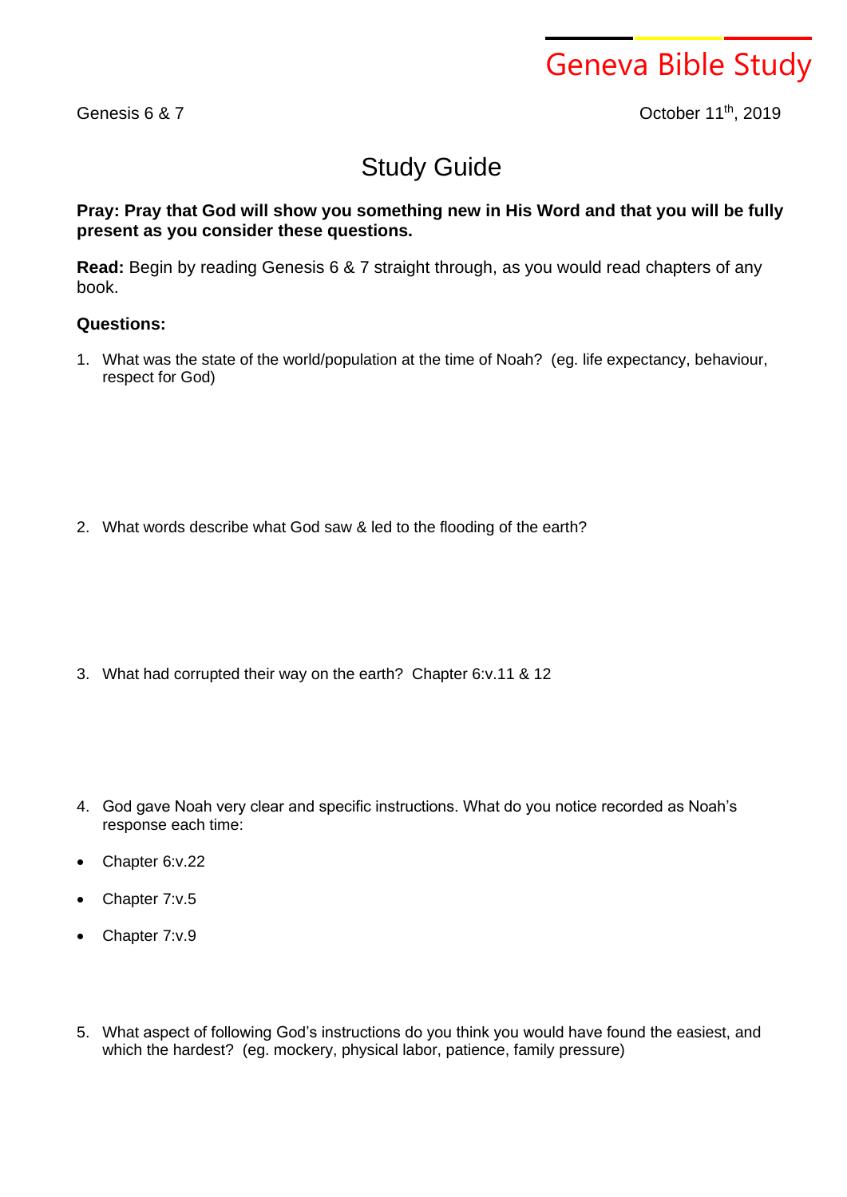# Geneva Bible Study

Genesis 6 & 7

October 11th, 2019

## Study Guide

**Pray: Pray that God will show you something new in His Word and that you will be fully present as you consider these questions.**

**Read:** Begin by reading Genesis 6 & 7 straight through, as you would read chapters of any book.

**Questions:**

1. What was the state of the world/population at the time of Noah? (eg. life expectancy, behaviour, respect for God)

2. What words describe what God saw & led to the flooding of the earth?

3. What had corrupted their way on the earth? Chapter 6:v.11 & 12

4. God gave Noah very clear and specific instructions. What do you notice recorded as Noah's response each time:

- Chapter 6:v.22
- Chapter 7:v.5
- Chapter 7:v.9

5. What aspect of following God's instructions do you think you would have found the easiest, and which the hardest? (eg. mockery, physical labor, patience, family pressure)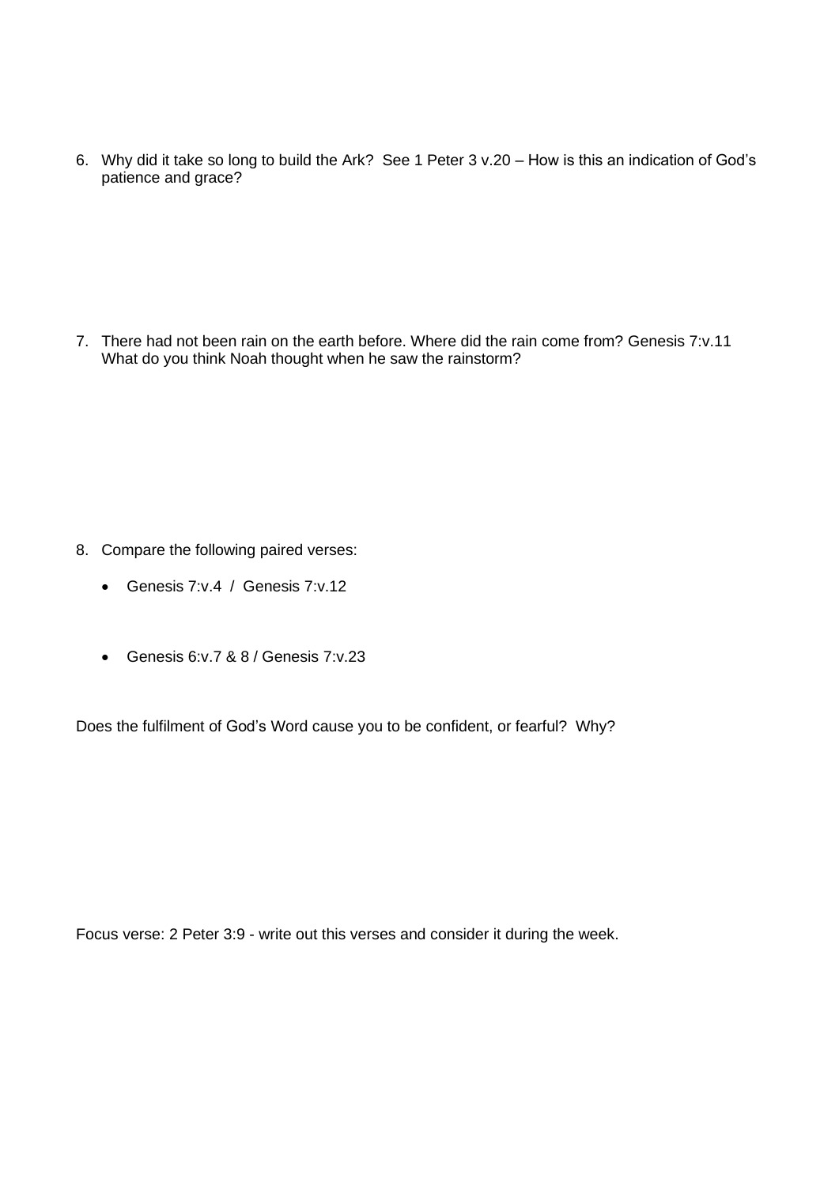6. Why did it take so long to build the Ark? See 1 Peter 3 v.20 – How is this an indication of God's patience and grace?

7. There had not been rain on the earth before. Where did the rain come from? Genesis 7:v.11 What do you think Noah thought when he saw the rainstorm?

8. Compare the following paired verses:

   - Genesis 7:v.4 / Genesis 7:v.12

   - Genesis 6:v.7 & 8 / Genesis 7:v.23

Does the fulfilment of God's Word cause you to be confident, or fearful? Why?

Focus verse: 2 Peter 3:9 - write out this verses and consider it during the week.